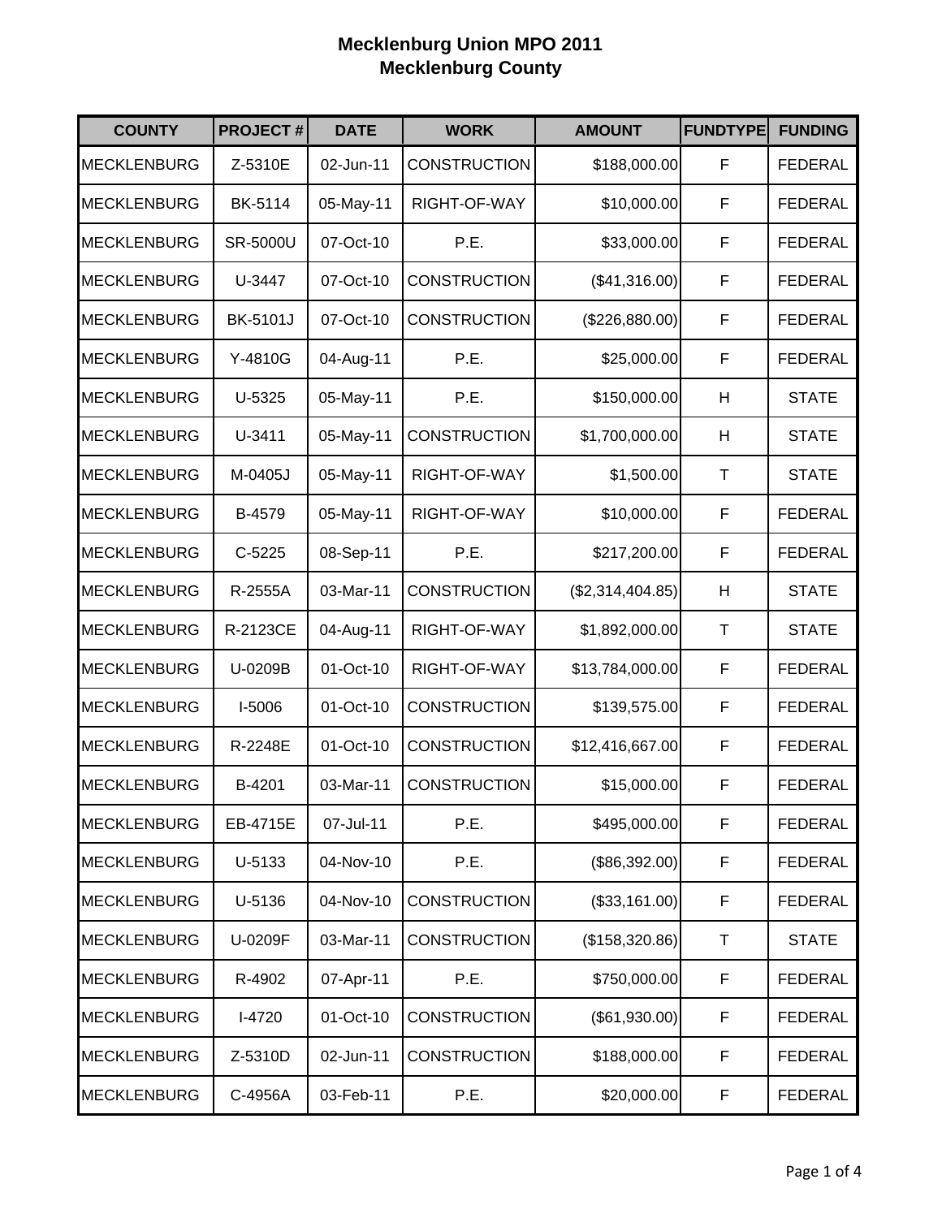# Mecklenburg Union MPO 2011
## Mecklenburg County

| COUNTY | PROJECT # | DATE | WORK | AMOUNT | FUNDTYPE | FUNDING |
|---|---|---|---|---|---|---|
| MECKLENBURG | Z-5310E | 02-Jun-11 | CONSTRUCTION | $188,000.00 | F | FEDERAL |
| MECKLENBURG | BK-5114 | 05-May-11 | RIGHT-OF-WAY | $10,000.00 | F | FEDERAL |
| MECKLENBURG | SR-5000U | 07-Oct-10 | P.E. | $33,000.00 | F | FEDERAL |
| MECKLENBURG | U-3447 | 07-Oct-10 | CONSTRUCTION | ($41,316.00) | F | FEDERAL |
| MECKLENBURG | BK-5101J | 07-Oct-10 | CONSTRUCTION | ($226,880.00) | F | FEDERAL |
| MECKLENBURG | Y-4810G | 04-Aug-11 | P.E. | $25,000.00 | F | FEDERAL |
| MECKLENBURG | U-5325 | 05-May-11 | P.E. | $150,000.00 | H | STATE |
| MECKLENBURG | U-3411 | 05-May-11 | CONSTRUCTION | $1,700,000.00 | H | STATE |
| MECKLENBURG | M-0405J | 05-May-11 | RIGHT-OF-WAY | $1,500.00 | T | STATE |
| MECKLENBURG | B-4579 | 05-May-11 | RIGHT-OF-WAY | $10,000.00 | F | FEDERAL |
| MECKLENBURG | C-5225 | 08-Sep-11 | P.E. | $217,200.00 | F | FEDERAL |
| MECKLENBURG | R-2555A | 03-Mar-11 | CONSTRUCTION | ($2,314,404.85) | H | STATE |
| MECKLENBURG | R-2123CE | 04-Aug-11 | RIGHT-OF-WAY | $1,892,000.00 | T | STATE |
| MECKLENBURG | U-0209B | 01-Oct-10 | RIGHT-OF-WAY | $13,784,000.00 | F | FEDERAL |
| MECKLENBURG | I-5006 | 01-Oct-10 | CONSTRUCTION | $139,575.00 | F | FEDERAL |
| MECKLENBURG | R-2248E | 01-Oct-10 | CONSTRUCTION | $12,416,667.00 | F | FEDERAL |
| MECKLENBURG | B-4201 | 03-Mar-11 | CONSTRUCTION | $15,000.00 | F | FEDERAL |
| MECKLENBURG | EB-4715E | 07-Jul-11 | P.E. | $495,000.00 | F | FEDERAL |
| MECKLENBURG | U-5133 | 04-Nov-10 | P.E. | ($86,392.00) | F | FEDERAL |
| MECKLENBURG | U-5136 | 04-Nov-10 | CONSTRUCTION | ($33,161.00) | F | FEDERAL |
| MECKLENBURG | U-0209F | 03-Mar-11 | CONSTRUCTION | ($158,320.86) | T | STATE |
| MECKLENBURG | R-4902 | 07-Apr-11 | P.E. | $750,000.00 | F | FEDERAL |
| MECKLENBURG | I-4720 | 01-Oct-10 | CONSTRUCTION | ($61,930.00) | F | FEDERAL |
| MECKLENBURG | Z-5310D | 02-Jun-11 | CONSTRUCTION | $188,000.00 | F | FEDERAL |
| MECKLENBURG | C-4956A | 03-Feb-11 | P.E. | $20,000.00 | F | FEDERAL |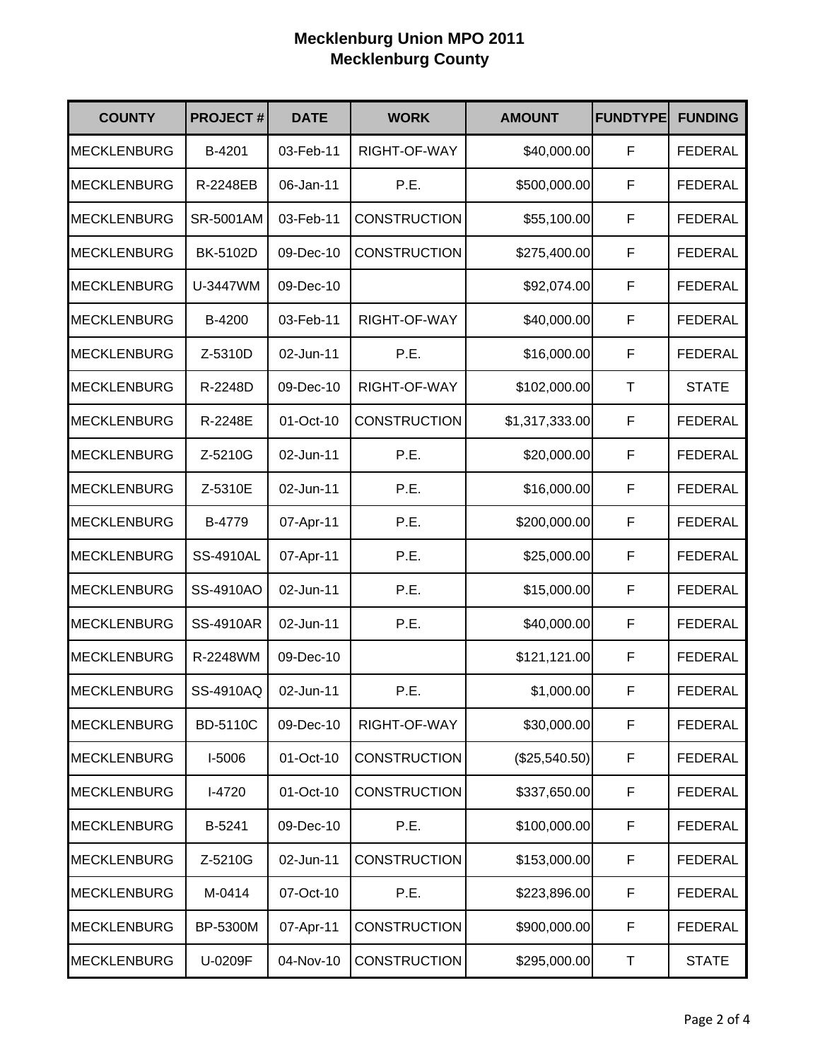# Mecklenburg Union MPO 2011
## Mecklenburg County

| COUNTY | PROJECT # | DATE | WORK | AMOUNT | FUNDTYPE | FUNDING |
|---|---|---|---|---|---|---|
| MECKLENBURG | B-4201 | 03-Feb-11 | RIGHT-OF-WAY | $40,000.00 | F | FEDERAL |
| MECKLENBURG | R-2248EB | 06-Jan-11 | P.E. | $500,000.00 | F | FEDERAL |
| MECKLENBURG | SR-5001AM | 03-Feb-11 | CONSTRUCTION | $55,100.00 | F | FEDERAL |
| MECKLENBURG | BK-5102D | 09-Dec-10 | CONSTRUCTION | $275,400.00 | F | FEDERAL |
| MECKLENBURG | U-3447WM | 09-Dec-10 | | $92,074.00 | F | FEDERAL |
| MECKLENBURG | B-4200 | 03-Feb-11 | RIGHT-OF-WAY | $40,000.00 | F | FEDERAL |
| MECKLENBURG | Z-5310D | 02-Jun-11 | P.E. | $16,000.00 | F | FEDERAL |
| MECKLENBURG | R-2248D | 09-Dec-10 | RIGHT-OF-WAY | $102,000.00 | T | STATE |
| MECKLENBURG | R-2248E | 01-Oct-10 | CONSTRUCTION | $1,317,333.00 | F | FEDERAL |
| MECKLENBURG | Z-5210G | 02-Jun-11 | P.E. | $20,000.00 | F | FEDERAL |
| MECKLENBURG | Z-5310E | 02-Jun-11 | P.E. | $16,000.00 | F | FEDERAL |
| MECKLENBURG | B-4779 | 07-Apr-11 | P.E. | $200,000.00 | F | FEDERAL |
| MECKLENBURG | SS-4910AL | 07-Apr-11 | P.E. | $25,000.00 | F | FEDERAL |
| MECKLENBURG | SS-4910AO | 02-Jun-11 | P.E. | $15,000.00 | F | FEDERAL |
| MECKLENBURG | SS-4910AR | 02-Jun-11 | P.E. | $40,000.00 | F | FEDERAL |
| MECKLENBURG | R-2248WM | 09-Dec-10 | | $121,121.00 | F | FEDERAL |
| MECKLENBURG | SS-4910AQ | 02-Jun-11 | P.E. | $1,000.00 | F | FEDERAL |
| MECKLENBURG | BD-5110C | 09-Dec-10 | RIGHT-OF-WAY | $30,000.00 | F | FEDERAL |
| MECKLENBURG | I-5006 | 01-Oct-10 | CONSTRUCTION | ($25,540.50) | F | FEDERAL |
| MECKLENBURG | I-4720 | 01-Oct-10 | CONSTRUCTION | $337,650.00 | F | FEDERAL |
| MECKLENBURG | B-5241 | 09-Dec-10 | P.E. | $100,000.00 | F | FEDERAL |
| MECKLENBURG | Z-5210G | 02-Jun-11 | CONSTRUCTION | $153,000.00 | F | FEDERAL |
| MECKLENBURG | M-0414 | 07-Oct-10 | P.E. | $223,896.00 | F | FEDERAL |
| MECKLENBURG | BP-5300M | 07-Apr-11 | CONSTRUCTION | $900,000.00 | F | FEDERAL |
| MECKLENBURG | U-0209F | 04-Nov-10 | CONSTRUCTION | $295,000.00 | T | STATE |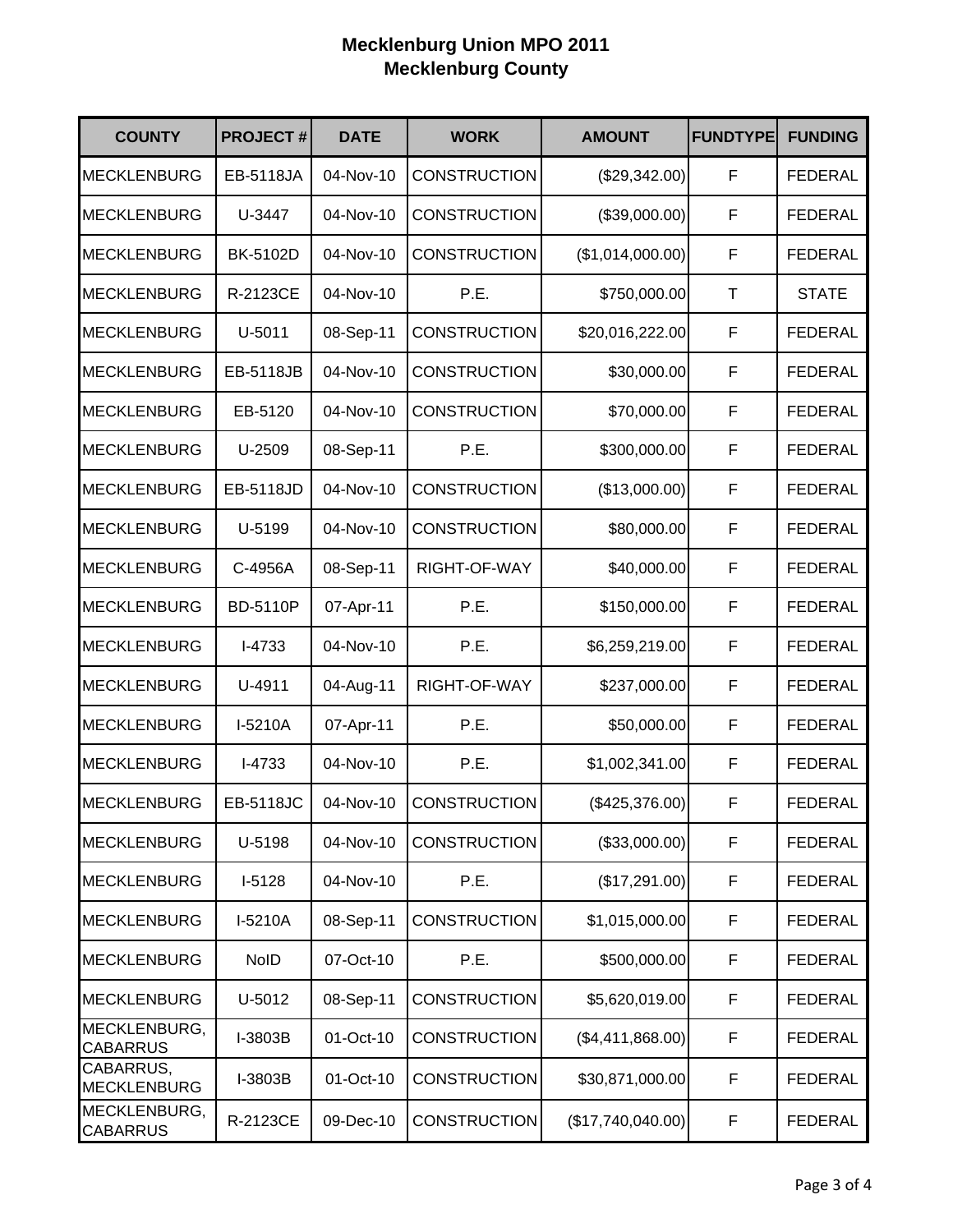# Mecklenburg Union MPO 2011
## Mecklenburg County

| COUNTY | PROJECT # | DATE | WORK | AMOUNT | FUNDTYPE | FUNDING |
|---|---|---|---|---|---|---|
| MECKLENBURG | EB-5118JA | 04-Nov-10 | CONSTRUCTION | ($29,342.00) | F | FEDERAL |
| MECKLENBURG | U-3447 | 04-Nov-10 | CONSTRUCTION | ($39,000.00) | F | FEDERAL |
| MECKLENBURG | BK-5102D | 04-Nov-10 | CONSTRUCTION | ($1,014,000.00) | F | FEDERAL |
| MECKLENBURG | R-2123CE | 04-Nov-10 | P.E. | $750,000.00 | T | STATE |
| MECKLENBURG | U-5011 | 08-Sep-11 | CONSTRUCTION | $20,016,222.00 | F | FEDERAL |
| MECKLENBURG | EB-5118JB | 04-Nov-10 | CONSTRUCTION | $30,000.00 | F | FEDERAL |
| MECKLENBURG | EB-5120 | 04-Nov-10 | CONSTRUCTION | $70,000.00 | F | FEDERAL |
| MECKLENBURG | U-2509 | 08-Sep-11 | P.E. | $300,000.00 | F | FEDERAL |
| MECKLENBURG | EB-5118JD | 04-Nov-10 | CONSTRUCTION | ($13,000.00) | F | FEDERAL |
| MECKLENBURG | U-5199 | 04-Nov-10 | CONSTRUCTION | $80,000.00 | F | FEDERAL |
| MECKLENBURG | C-4956A | 08-Sep-11 | RIGHT-OF-WAY | $40,000.00 | F | FEDERAL |
| MECKLENBURG | BD-5110P | 07-Apr-11 | P.E. | $150,000.00 | F | FEDERAL |
| MECKLENBURG | I-4733 | 04-Nov-10 | P.E. | $6,259,219.00 | F | FEDERAL |
| MECKLENBURG | U-4911 | 04-Aug-11 | RIGHT-OF-WAY | $237,000.00 | F | FEDERAL |
| MECKLENBURG | I-5210A | 07-Apr-11 | P.E. | $50,000.00 | F | FEDERAL |
| MECKLENBURG | I-4733 | 04-Nov-10 | P.E. | $1,002,341.00 | F | FEDERAL |
| MECKLENBURG | EB-5118JC | 04-Nov-10 | CONSTRUCTION | ($425,376.00) | F | FEDERAL |
| MECKLENBURG | U-5198 | 04-Nov-10 | CONSTRUCTION | ($33,000.00) | F | FEDERAL |
| MECKLENBURG | I-5128 | 04-Nov-10 | P.E. | ($17,291.00) | F | FEDERAL |
| MECKLENBURG | I-5210A | 08-Sep-11 | CONSTRUCTION | $1,015,000.00 | F | FEDERAL |
| MECKLENBURG | NoID | 07-Oct-10 | P.E. | $500,000.00 | F | FEDERAL |
| MECKLENBURG | U-5012 | 08-Sep-11 | CONSTRUCTION | $5,620,019.00 | F | FEDERAL |
| MECKLENBURG, CABARRUS | I-3803B | 01-Oct-10 | CONSTRUCTION | ($4,411,868.00) | F | FEDERAL |
| CABARRUS, MECKLENBURG | I-3803B | 01-Oct-10 | CONSTRUCTION | $30,871,000.00 | F | FEDERAL |
| MECKLENBURG, CABARRUS | R-2123CE | 09-Dec-10 | CONSTRUCTION | ($17,740,040.00) | F | FEDERAL |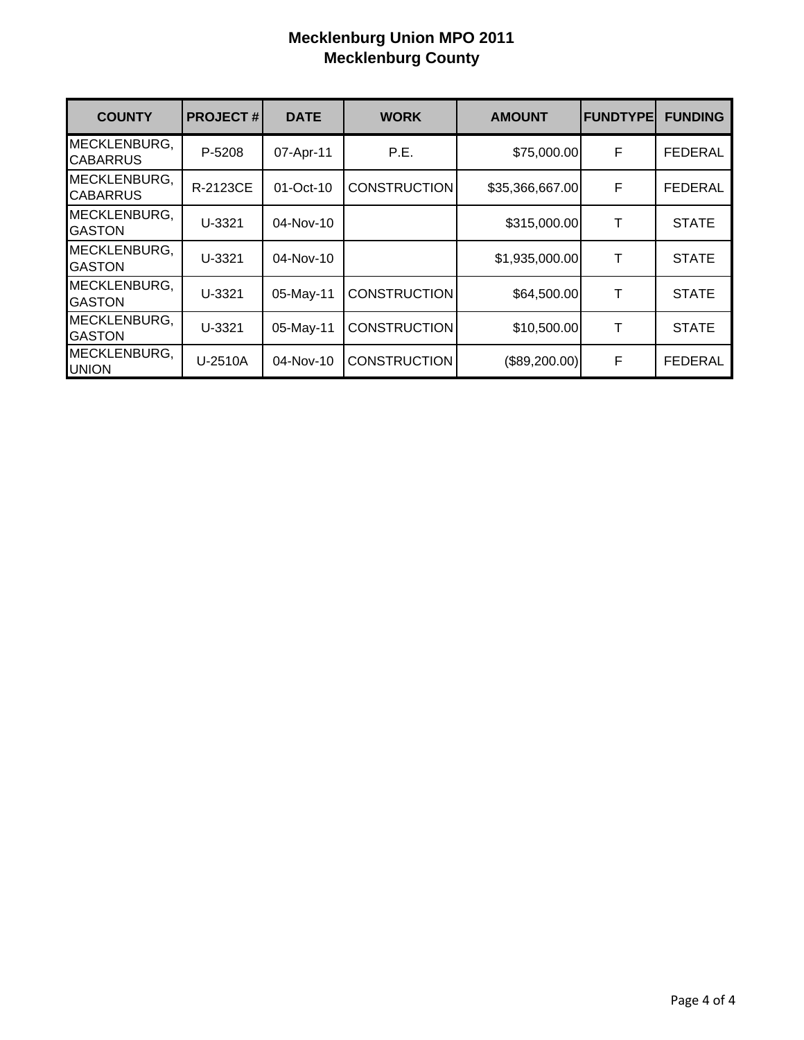# Mecklenburg Union MPO 2011
## Mecklenburg County

| COUNTY | PROJECT # | DATE | WORK | AMOUNT | FUNDTYPE | FUNDING |
|---|---|---|---|---|---|---|
| MECKLENBURG, CABARRUS | P-5208 | 07-Apr-11 | P.E. | $75,000.00 | F | FEDERAL |
| MECKLENBURG, CABARRUS | R-2123CE | 01-Oct-10 | CONSTRUCTION | $35,366,667.00 | F | FEDERAL |
| MECKLENBURG, GASTON | U-3321 | 04-Nov-10 | | $315,000.00 | T | STATE |
| MECKLENBURG, GASTON | U-3321 | 04-Nov-10 | | $1,935,000.00 | T | STATE |
| MECKLENBURG, GASTON | U-3321 | 05-May-11 | CONSTRUCTION | $64,500.00 | T | STATE |
| MECKLENBURG, GASTON | U-3321 | 05-May-11 | CONSTRUCTION | $10,500.00 | T | STATE |
| MECKLENBURG, UNION | U-2510A | 04-Nov-10 | CONSTRUCTION | ($89,200.00) | F | FEDERAL |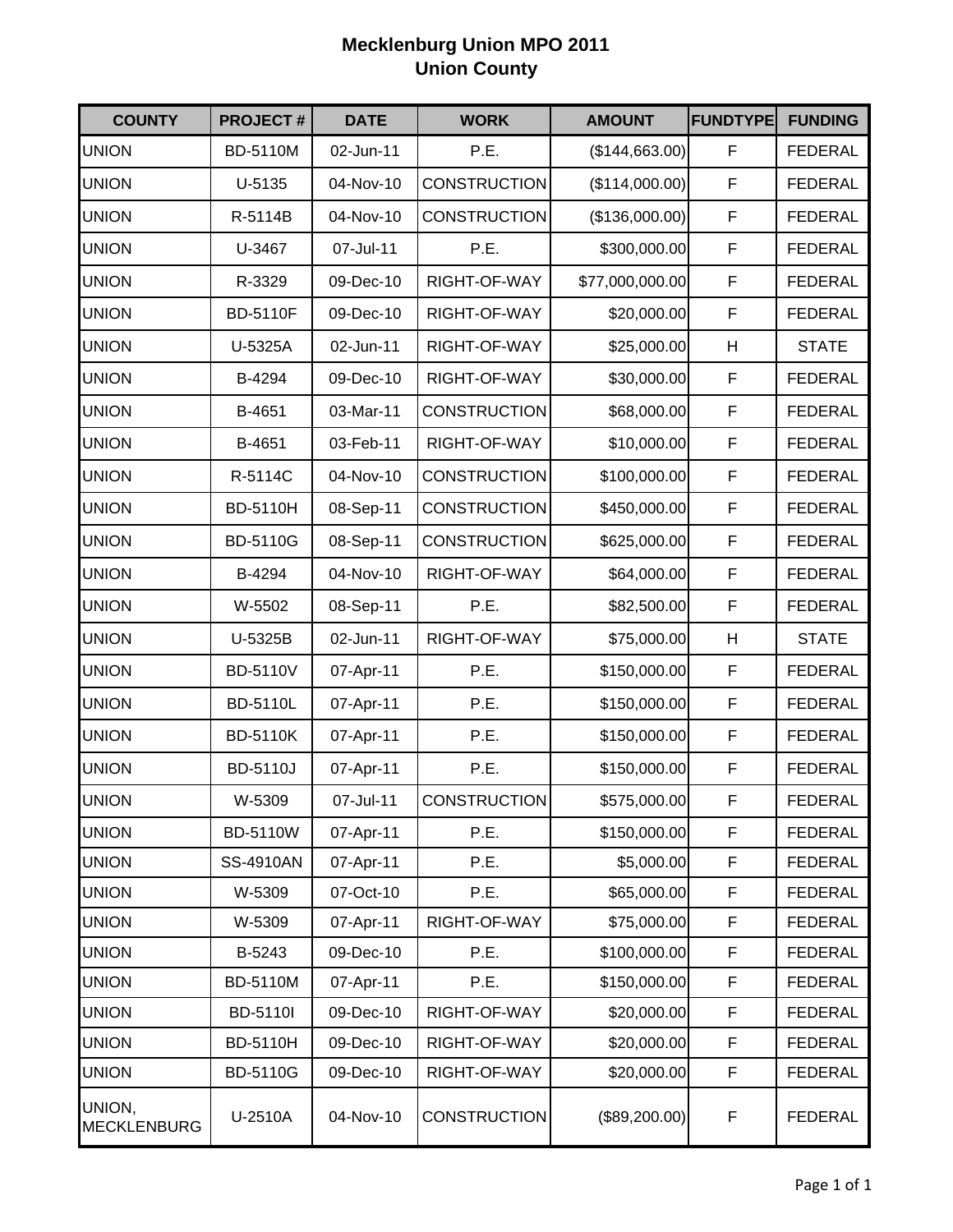# Mecklenburg Union MPO 2011
## Union County

| COUNTY | PROJECT # | DATE | WORK | AMOUNT | FUNDTYPE | FUNDING |
|---|---|---|---|---|---|---|
| UNION | BD-5110M | 02-Jun-11 | P.E. | ($144,663.00) | F | FEDERAL |
| UNION | U-5135 | 04-Nov-10 | CONSTRUCTION | ($114,000.00) | F | FEDERAL |
| UNION | R-5114B | 04-Nov-10 | CONSTRUCTION | ($136,000.00) | F | FEDERAL |
| UNION | U-3467 | 07-Jul-11 | P.E. | $300,000.00 | F | FEDERAL |
| UNION | R-3329 | 09-Dec-10 | RIGHT-OF-WAY | $77,000,000.00 | F | FEDERAL |
| UNION | BD-5110F | 09-Dec-10 | RIGHT-OF-WAY | $20,000.00 | F | FEDERAL |
| UNION | U-5325A | 02-Jun-11 | RIGHT-OF-WAY | $25,000.00 | H | STATE |
| UNION | B-4294 | 09-Dec-10 | RIGHT-OF-WAY | $30,000.00 | F | FEDERAL |
| UNION | B-4651 | 03-Mar-11 | CONSTRUCTION | $68,000.00 | F | FEDERAL |
| UNION | B-4651 | 03-Feb-11 | RIGHT-OF-WAY | $10,000.00 | F | FEDERAL |
| UNION | R-5114C | 04-Nov-10 | CONSTRUCTION | $100,000.00 | F | FEDERAL |
| UNION | BD-5110H | 08-Sep-11 | CONSTRUCTION | $450,000.00 | F | FEDERAL |
| UNION | BD-5110G | 08-Sep-11 | CONSTRUCTION | $625,000.00 | F | FEDERAL |
| UNION | B-4294 | 04-Nov-10 | RIGHT-OF-WAY | $64,000.00 | F | FEDERAL |
| UNION | W-5502 | 08-Sep-11 | P.E. | $82,500.00 | F | FEDERAL |
| UNION | U-5325B | 02-Jun-11 | RIGHT-OF-WAY | $75,000.00 | H | STATE |
| UNION | BD-5110V | 07-Apr-11 | P.E. | $150,000.00 | F | FEDERAL |
| UNION | BD-5110L | 07-Apr-11 | P.E. | $150,000.00 | F | FEDERAL |
| UNION | BD-5110K | 07-Apr-11 | P.E. | $150,000.00 | F | FEDERAL |
| UNION | BD-5110J | 07-Apr-11 | P.E. | $150,000.00 | F | FEDERAL |
| UNION | W-5309 | 07-Jul-11 | CONSTRUCTION | $575,000.00 | F | FEDERAL |
| UNION | BD-5110W | 07-Apr-11 | P.E. | $150,000.00 | F | FEDERAL |
| UNION | SS-4910AN | 07-Apr-11 | P.E. | $5,000.00 | F | FEDERAL |
| UNION | W-5309 | 07-Oct-10 | P.E. | $65,000.00 | F | FEDERAL |
| UNION | W-5309 | 07-Apr-11 | RIGHT-OF-WAY | $75,000.00 | F | FEDERAL |
| UNION | B-5243 | 09-Dec-10 | P.E. | $100,000.00 | F | FEDERAL |
| UNION | BD-5110M | 07-Apr-11 | P.E. | $150,000.00 | F | FEDERAL |
| UNION | BD-5110I | 09-Dec-10 | RIGHT-OF-WAY | $20,000.00 | F | FEDERAL |
| UNION | BD-5110H | 09-Dec-10 | RIGHT-OF-WAY | $20,000.00 | F | FEDERAL |
| UNION | BD-5110G | 09-Dec-10 | RIGHT-OF-WAY | $20,000.00 | F | FEDERAL |
| UNION, MECKLENBURG | U-2510A | 04-Nov-10 | CONSTRUCTION | ($89,200.00) | F | FEDERAL |